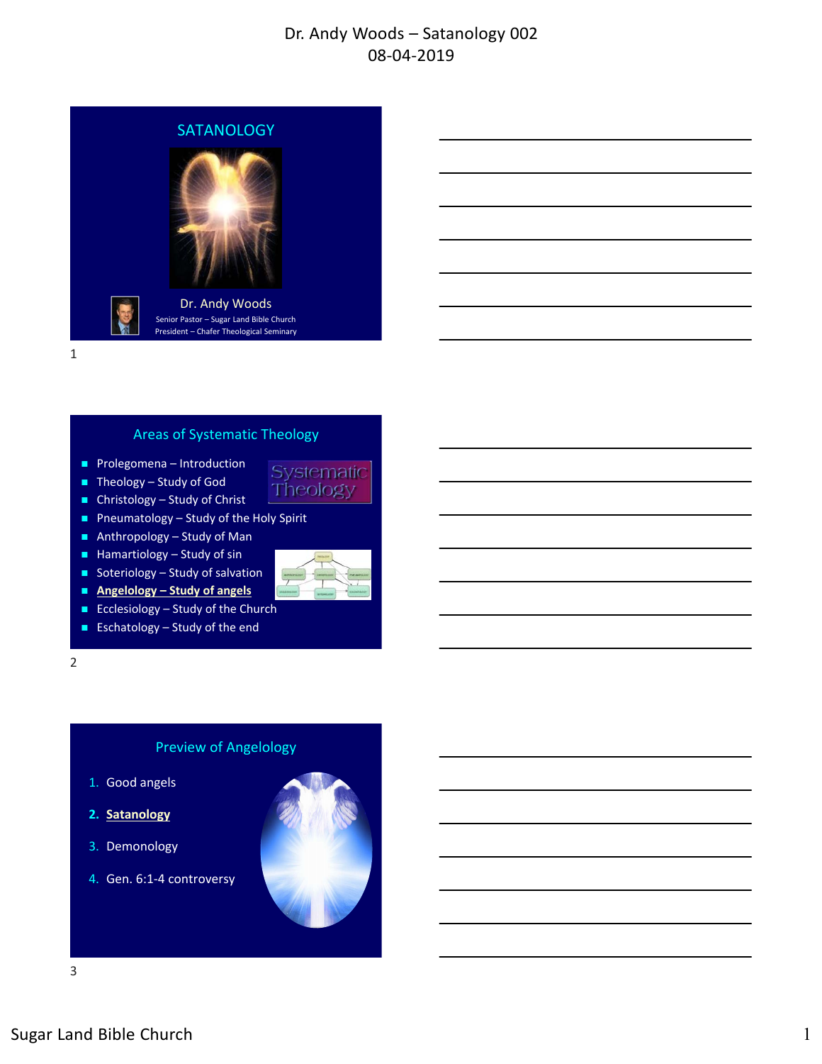# Dr. Andy Woods – Satanology 002
08-04-2019

## SATANOLOGY

Dr. Andy Woods
Senior Pastor – Sugar Land Bible Church
President – Chafer Theological Seminary

## Areas of Systematic Theology

- Prolegomena – Introduction
- Theology – Study of God
- Christology – Study of Christ
- Pneumatology – Study of the Holy Spirit
- Anthropology – Study of Man
- Hamartiology – Study of sin
- Soteriology – Study of salvation
- **Angelology – Study of angels**
- Ecclesiology – Study of the Church
- Eschatology – Study of the end

## Preview of Angelology

1. Good angels
2. **Satanology**
3. Demonology
4. Gen. 6:1-4 controversy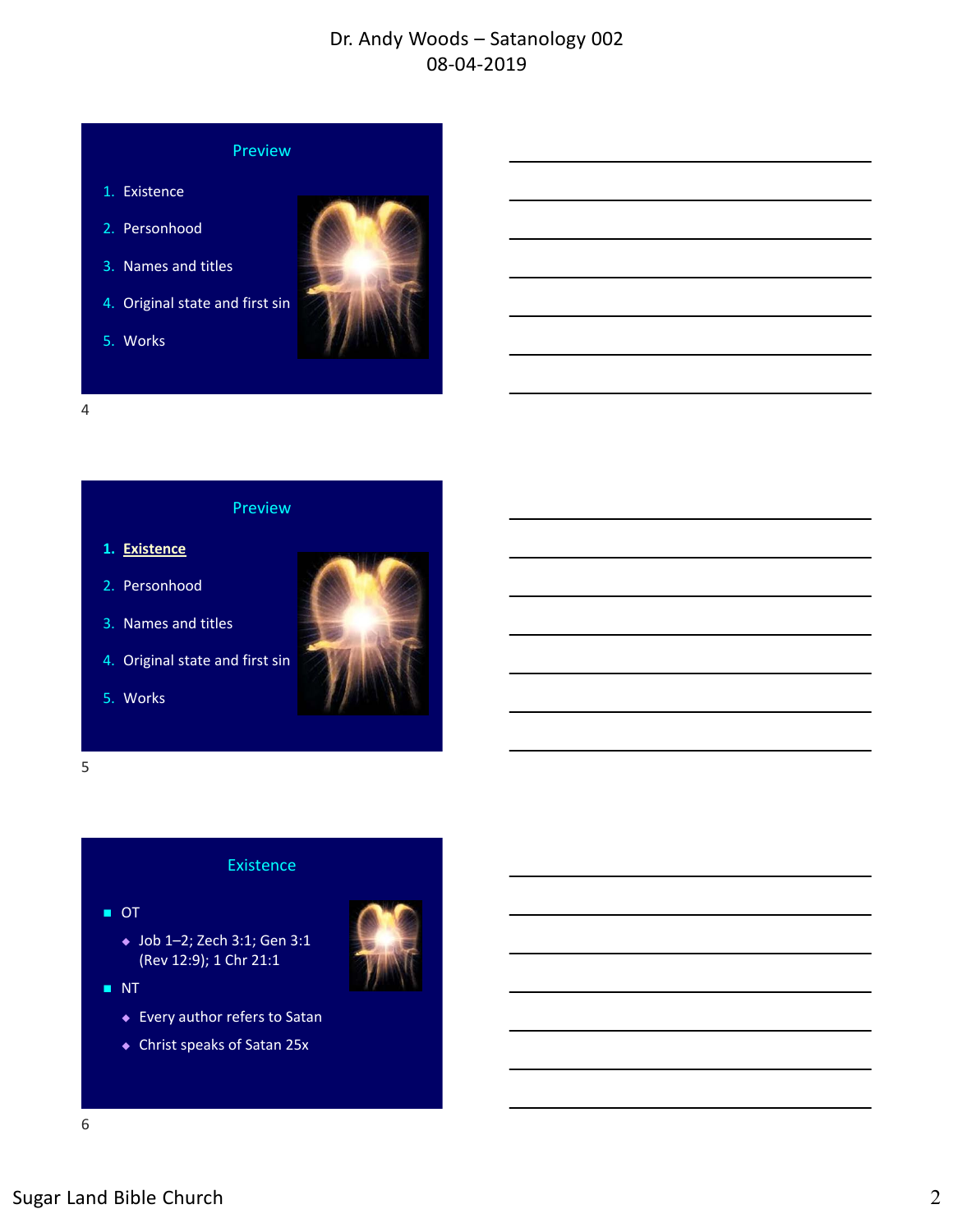## Preview

1. Existence
2. Personhood
3. Names and titles
4. Original state and first sin
5. Works

## Preview

1. **Existence**
2. Personhood
3. Names and titles
4. Original state and first sin
5. Works

## Existence

- OT
  - Job 1–2; Zech 3:1; Gen 3:1 (Rev 12:9); 1 Chr 21:1
- NT
  - Every author refers to Satan
  - Christ speaks of Satan 25x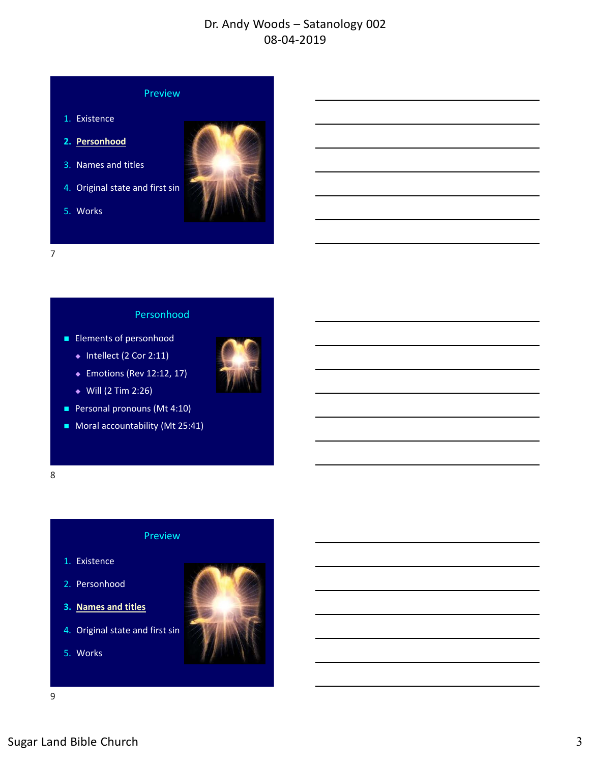## Preview

1. Existence
2. **Personhood**
3. Names and titles
4. Original state and first sin
5. Works

7

## Personhood

- Elements of personhood
  - Intellect (2 Cor 2:11)
  - Emotions (Rev 12:12, 17)
  - Will (2 Tim 2:26)
- Personal pronouns (Mt 4:10)
- Moral accountability (Mt 25:41)

8

## Preview

1. Existence
2. Personhood
3. **Names and titles**
4. Original state and first sin
5. Works

9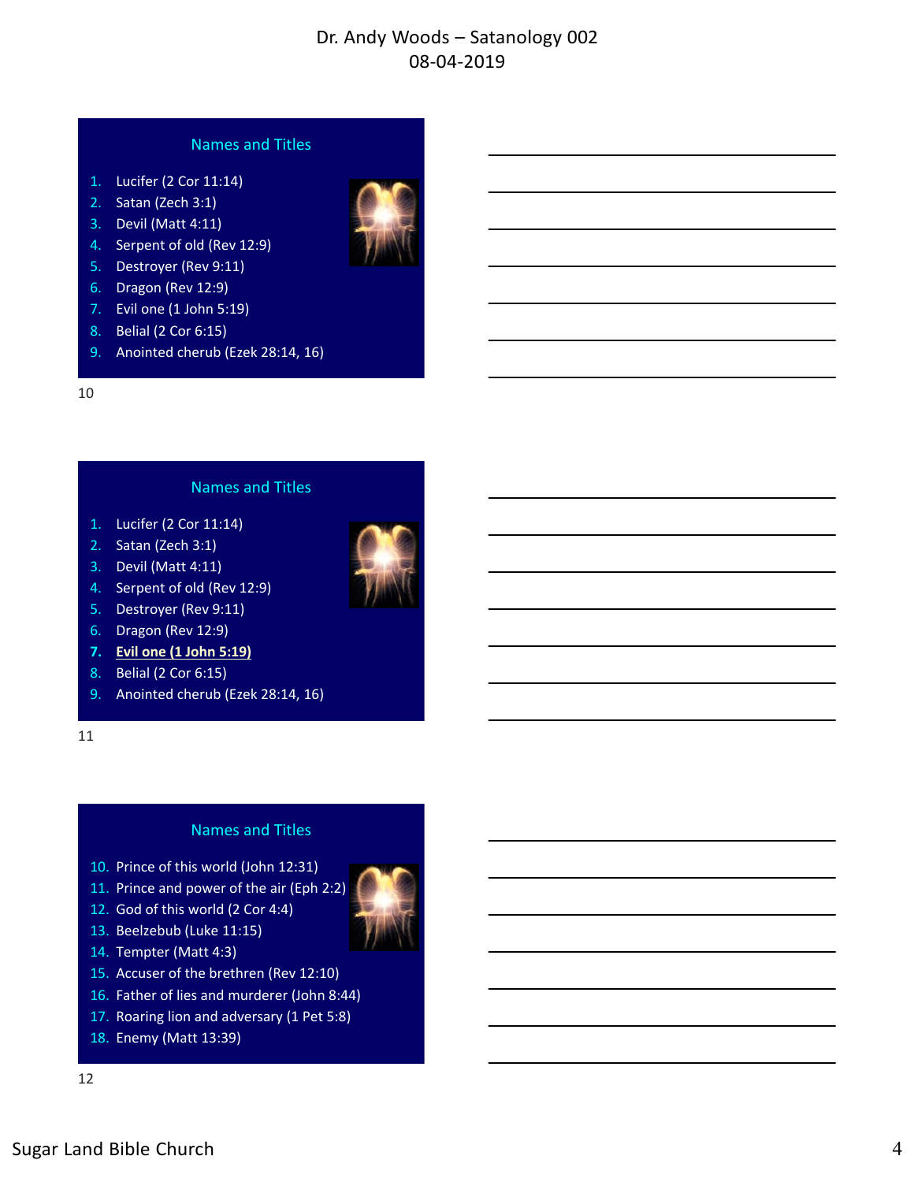## Names and Titles

1. Lucifer (2 Cor 11:14)
2. Satan (Zech 3:1)
3. Devil (Matt 4:11)
4. Serpent of old (Rev 12:9)
5. Destroyer (Rev 9:11)
6. Dragon (Rev 12:9)
7. Evil one (1 John 5:19)
8. Belial (2 Cor 6:15)
9. Anointed cherub (Ezek 28:14, 16)

## Names and Titles

1. Lucifer (2 Cor 11:14)
2. Satan (Zech 3:1)
3. Devil (Matt 4:11)
4. Serpent of old (Rev 12:9)
5. Destroyer (Rev 9:11)
6. Dragon (Rev 12:9)
7. **Evil one (1 John 5:19)**
8. Belial (2 Cor 6:15)
9. Anointed cherub (Ezek 28:14, 16)

## Names and Titles

10. Prince of this world (John 12:31)
11. Prince and power of the air (Eph 2:2)
12. God of this world (2 Cor 4:4)
13. Beelzebub (Luke 11:15)
14. Tempter (Matt 4:3)
15. Accuser of the brethren (Rev 12:10)
16. Father of lies and murderer (John 8:44)
17. Roaring lion and adversary (1 Pet 5:8)
18. Enemy (Matt 13:39)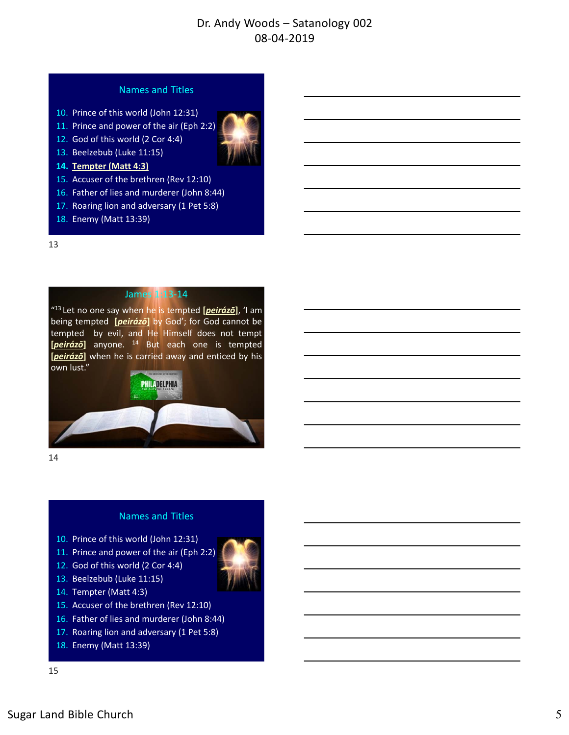## Names and Titles

10. Prince of this world (John 12:31)
11. Prince and power of the air (Eph 2:2)
12. God of this world (2 Cor 4:4)
13. Beelzebub (Luke 11:15)
14. **Tempter (Matt 4:3)**
15. Accuser of the brethren (Rev 12:10)
16. Father of lies and murderer (John 8:44)
17. Roaring lion and adversary (1 Pet 5:8)
18. Enemy (Matt 13:39)

## James 1:13-14

"[13] Let no one say when he is tempted **[*peirázō*]**, 'I am being tempted **[*peirázō*]** by God'; for God cannot be tempted by evil, and He Himself does not tempt **[*peirázō*]** anyone. [14] But each one is tempted **[*peirázō*]** when he is carried away and enticed by his own lust."

## Names and Titles

10. Prince of this world (John 12:31)
11. Prince and power of the air (Eph 2:2)
12. God of this world (2 Cor 4:4)
13. Beelzebub (Luke 11:15)
14. Tempter (Matt 4:3)
15. Accuser of the brethren (Rev 12:10)
16. Father of lies and murderer (John 8:44)
17. Roaring lion and adversary (1 Pet 5:8)
18. Enemy (Matt 13:39)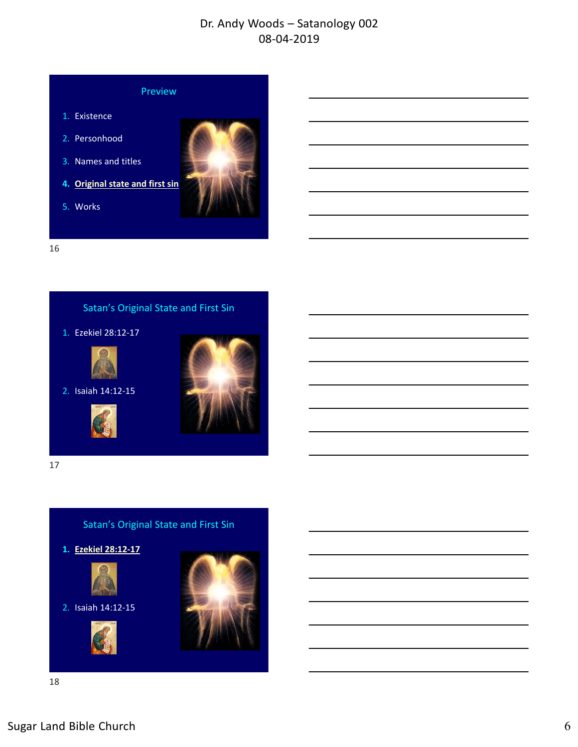## Preview

1. Existence
2. Personhood
3. Names and titles
4. **Original state and first sin**
5. Works

## Satan's Original State and First Sin

1. Ezekiel 28:12-17
2. Isaiah 14:12-15

## Satan's Original State and First Sin

1. **Ezekiel 28:12-17**
2. Isaiah 14:12-15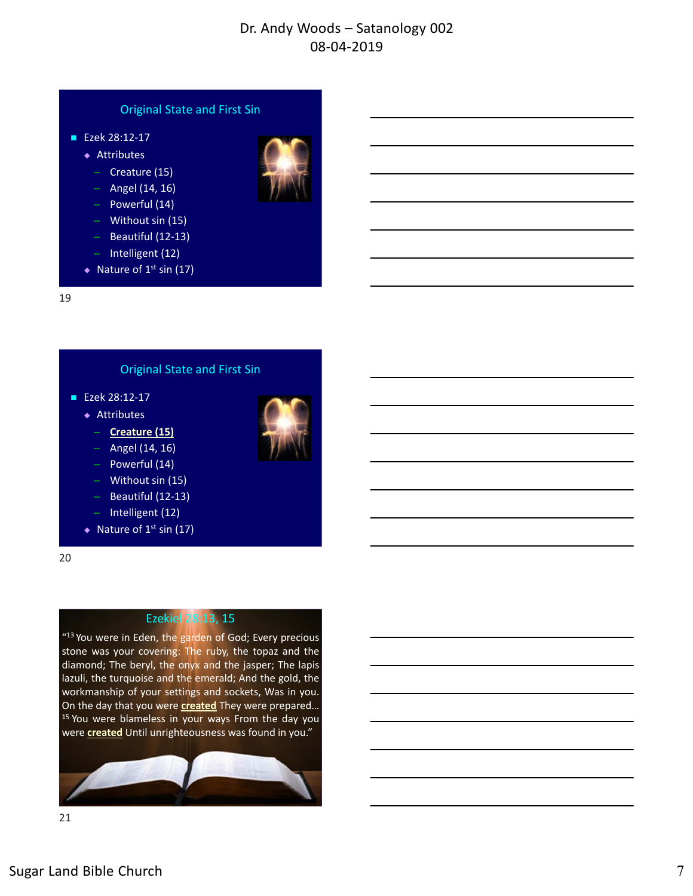## Original State and First Sin

- Ezek 28:12-17
  - Attributes
    - Creature (15)
    - Angel (14, 16)
    - Powerful (14)
    - Without sin (15)
    - Beautiful (12-13)
    - Intelligent (12)
  - Nature of 1st sin (17)

19

## Original State and First Sin

- Ezek 28:12-17
  - Attributes
    - **Creature (15)**
    - Angel (14, 16)
    - Powerful (14)
    - Without sin (15)
    - Beautiful (12-13)
    - Intelligent (12)
  - Nature of 1st sin (17)

20

## Ezekiel 28:13, 15

"[13] You were in Eden, the garden of God; Every precious stone was your covering: The ruby, the topaz and the diamond; The beryl, the onyx and the jasper; The lapis lazuli, the turquoise and the emerald; And the gold, the workmanship of your settings and sockets, Was in you. On the day that you were **created** They were prepared… [15] You were blameless in your ways From the day you were **created** Until unrighteousness was found in you."

21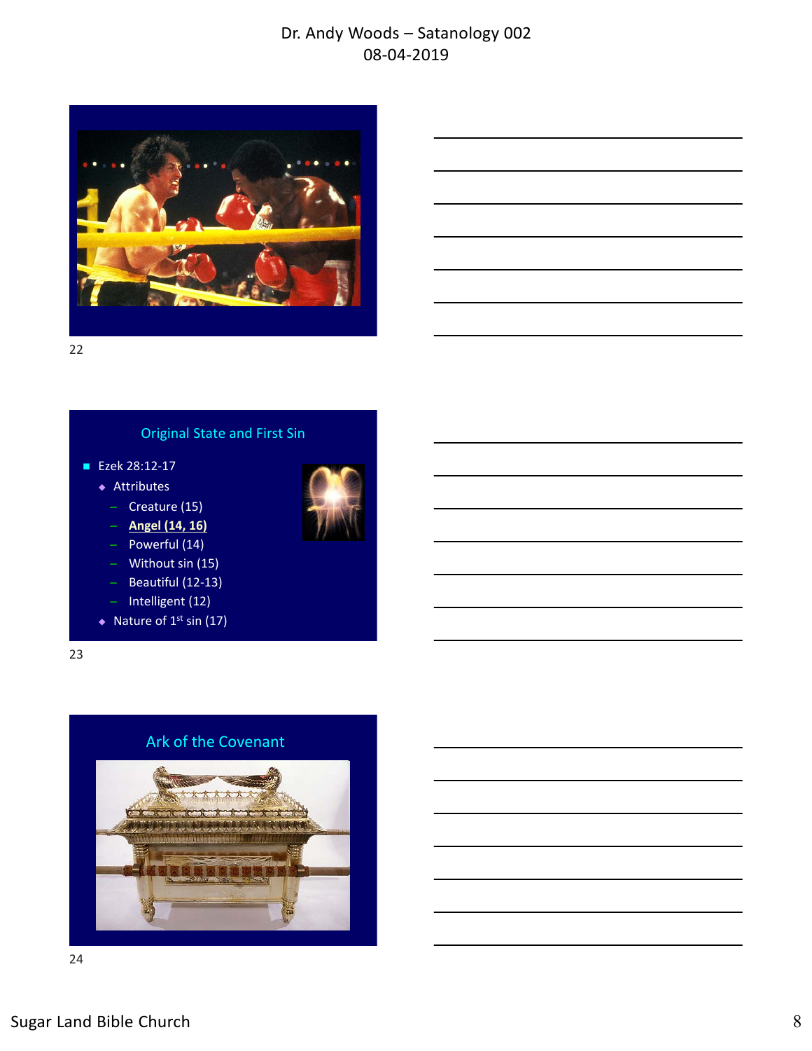## Original State and First Sin

- Ezek 28:12-17
  - Attributes
    - Creature (15)
    - **Angel (14, 16)**
    - Powerful (14)
    - Without sin (15)
    - Beautiful (12-13)
    - Intelligent (12)
  - Nature of 1st sin (17)

## Ark of the Covenant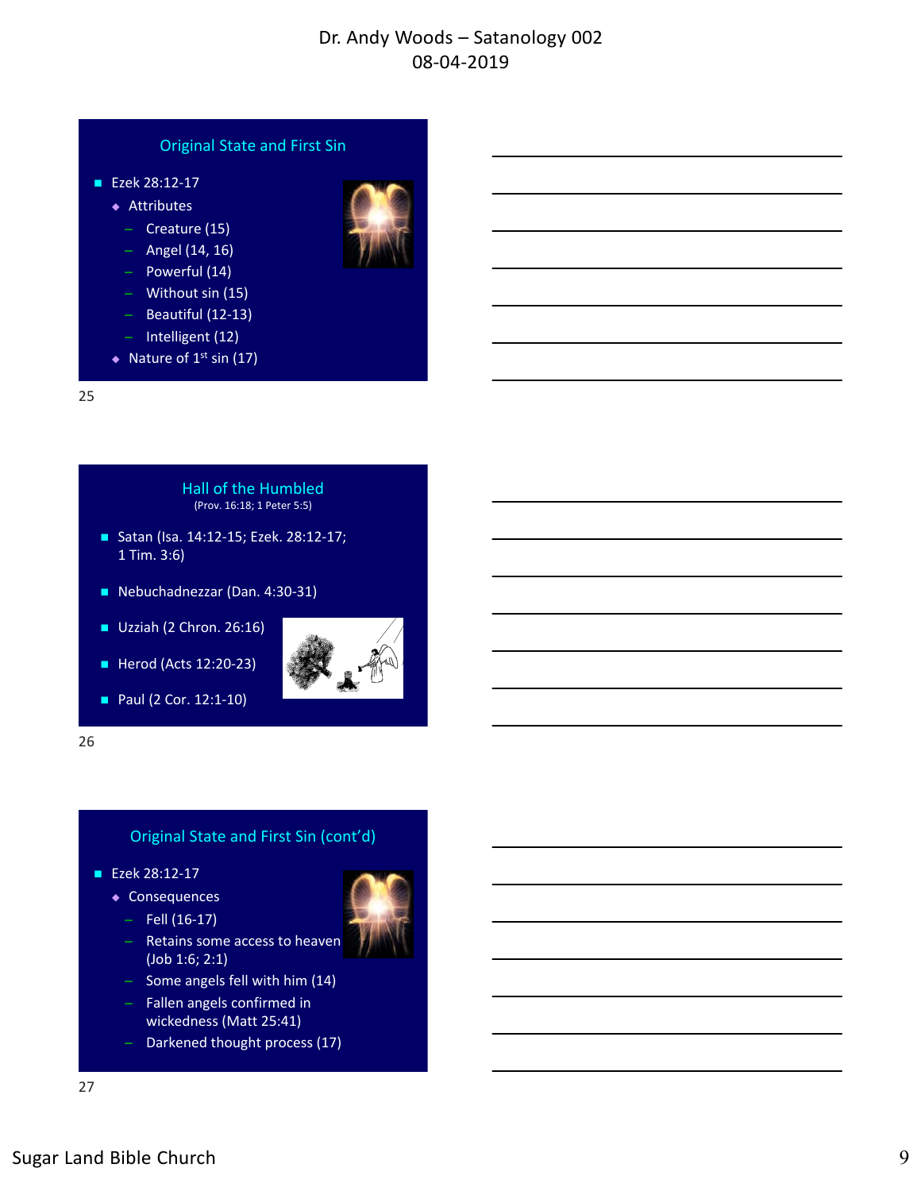## Original State and First Sin

- Ezek 28:12-17
  - Attributes
    - Creature (15)
    - Angel (14, 16)
    - Powerful (14)
    - Without sin (15)
    - Beautiful (12-13)
    - Intelligent (12)
  - Nature of 1st sin (17)

25

## Hall of the Humbled

(Prov. 16:18; 1 Peter 5:5)

- Satan (Isa. 14:12-15; Ezek. 28:12-17; 1 Tim. 3:6)
- Nebuchadnezzar (Dan. 4:30-31)
- Uzziah (2 Chron. 26:16)
- Herod (Acts 12:20-23)
- Paul (2 Cor. 12:1-10)

26

## Original State and First Sin (cont'd)

- Ezek 28:12-17
  - Consequences
    - Fell (16-17)
    - Retains some access to heaven (Job 1:6; 2:1)
    - Some angels fell with him (14)
    - Fallen angels confirmed in wickedness (Matt 25:41)
    - Darkened thought process (17)

27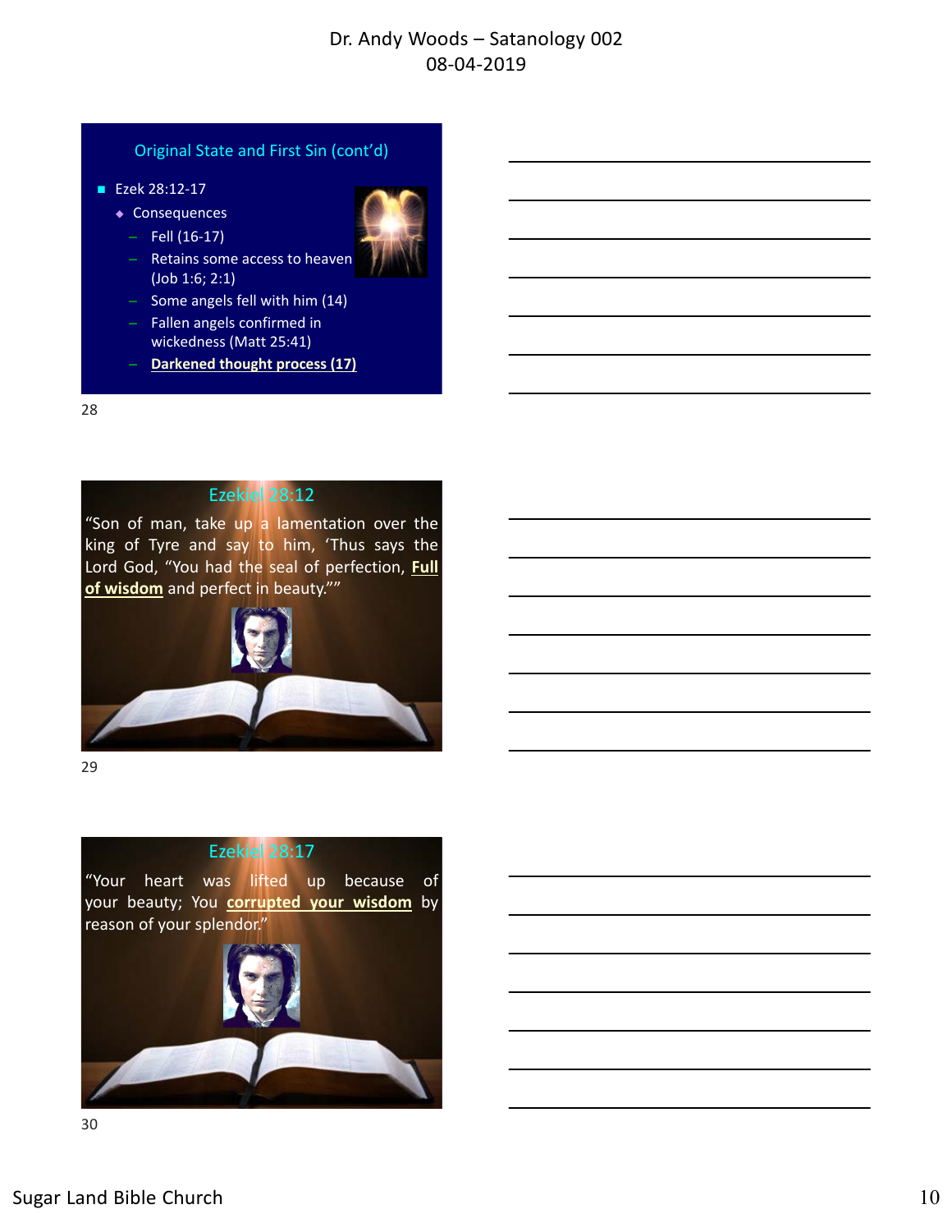## Original State and First Sin (cont'd)

- Ezek 28:12-17
  - Consequences
    - Fell (16-17)
    - Retains some access to heaven (Job 1:6; 2:1)
    - Some angels fell with him (14)
    - Fallen angels confirmed in wickedness (Matt 25:41)
    - **Darkened thought process (17)**

## Ezekiel 28:12

"Son of man, take up a lamentation over the king of Tyre and say to him, 'Thus says the Lord God, "You had the seal of perfection, **Full of wisdom** and perfect in beauty.""

## Ezekiel 28:17

"Your heart was lifted up because of your beauty; You **corrupted your wisdom** by reason of your splendor."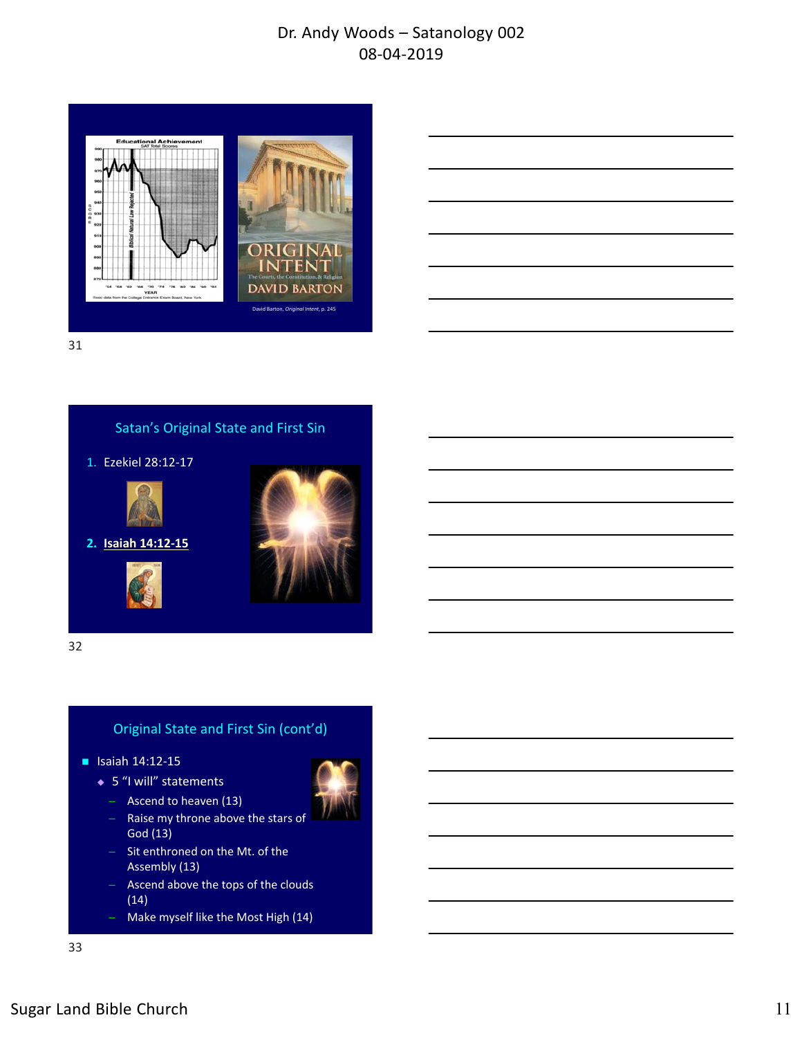Educational Achievement

SAT Total Scores

Biblical Natural Law Rejected

YEAR

Basic data from the College Entrance Exam Board, New York

ORIGINAL INTENT

The Courts, the Constitution, & Religion

DAVID BARTON

David Barton, *Original Intent*, p. 245

## Satan's Original State and First Sin

1. Ezekiel 28:12-17
2. **Isaiah 14:12-15**

## Original State and First Sin (cont'd)

- Isaiah 14:12-15
  - 5 "I will" statements
    - Ascend to heaven (13)
    - Raise my throne above the stars of God (13)
    - Sit enthroned on the Mt. of the Assembly (13)
    - Ascend above the tops of the clouds (14)
    - Make myself like the Most High (14)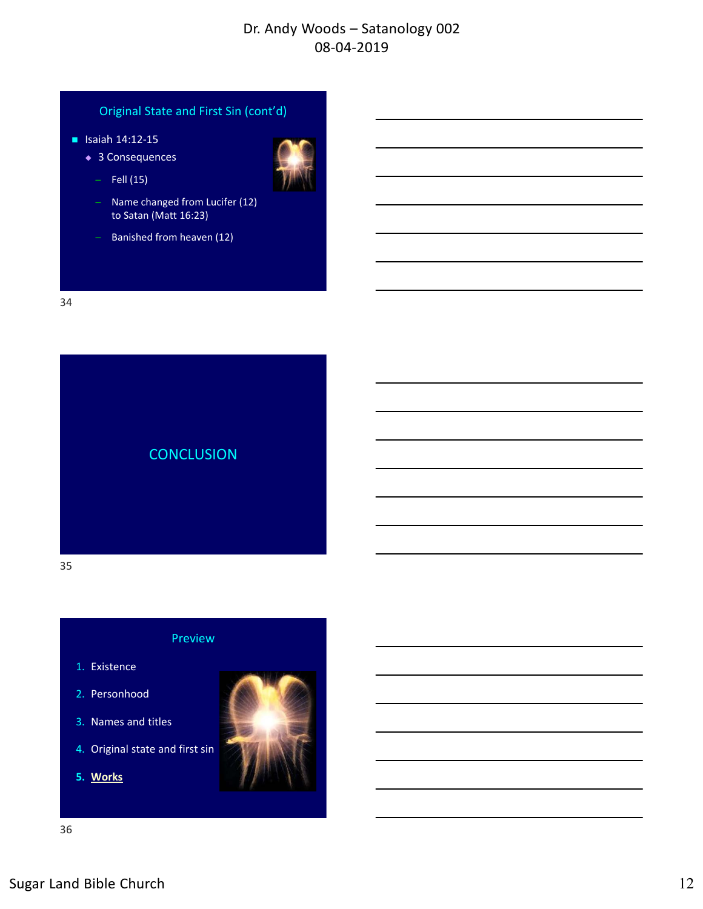## Original State and First Sin (cont'd)

- Isaiah 14:12-15
  - 3 Consequences
    - Fell (15)
    - Name changed from Lucifer (12) to Satan (Matt 16:23)
    - Banished from heaven (12)

## CONCLUSION

## Preview

1. Existence
2. Personhood
3. Names and titles
4. Original state and first sin
5. **Works**